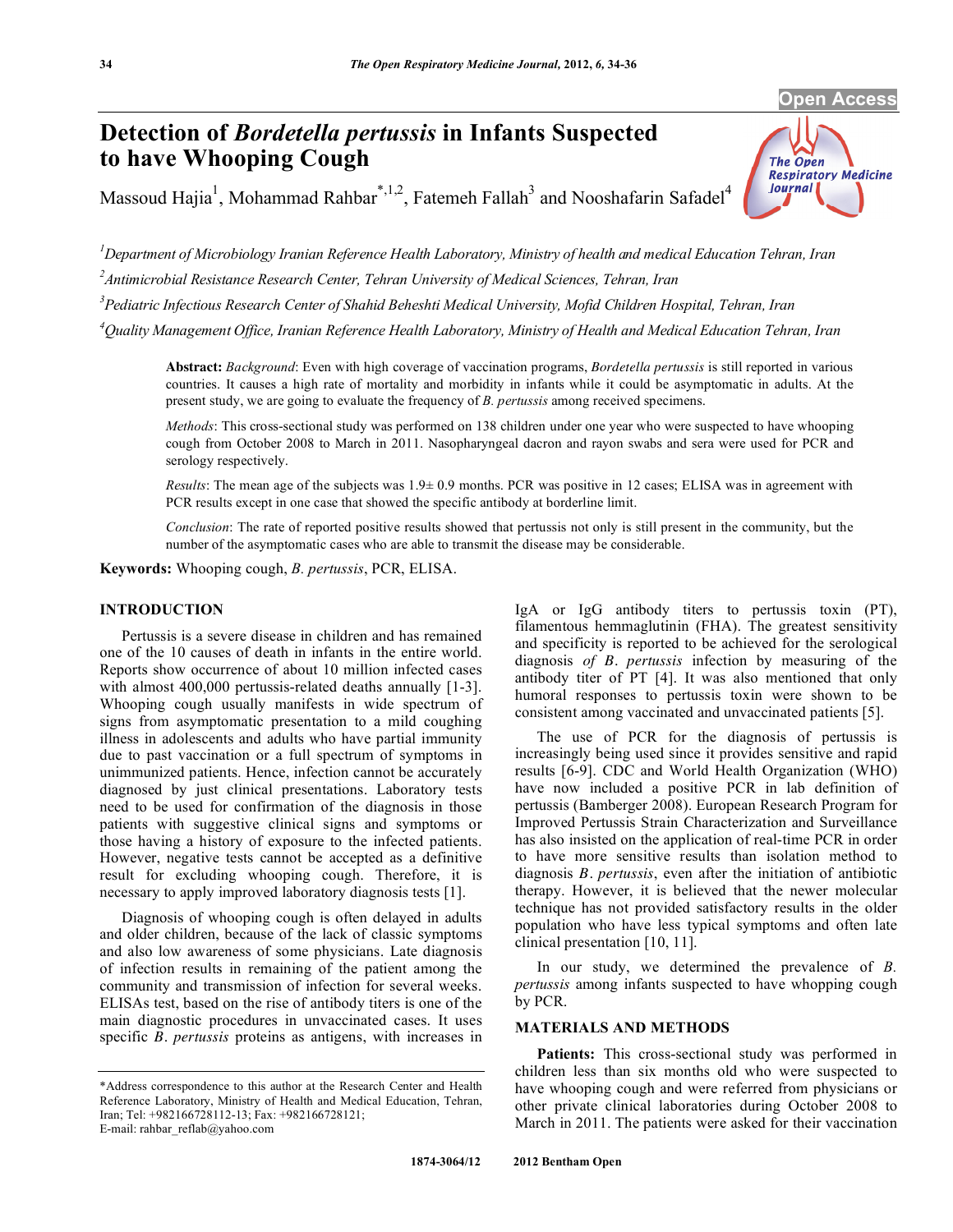# Detection of *Bordetella pertussis* in Infants Suspected to have Whooping Cough

Massoud Hajia[1], Mohammad Rahbar[*,1,2], Fatemeh Fallah[3] and Nooshafarin Safadel[4]

[1]Department of Microbiology Iranian Reference Health Laboratory, Ministry of health and medical Education Tehran, Iran

[2]Antimicrobial Resistance Research Center, Tehran University of Medical Sciences, Tehran, Iran

[3]Pediatric Infectious Research Center of Shahid Beheshti Medical University, Mofid Children Hospital, Tehran, Iran

[4]Quality Management Office, Iranian Reference Health Laboratory, Ministry of Health and Medical Education Tehran, Iran

**Abstract:** *Background*: Even with high coverage of vaccination programs, *Bordetella pertussis* is still reported in various countries. It causes a high rate of mortality and morbidity in infants while it could be asymptomatic in adults. At the present study, we are going to evaluate the frequency of *B. pertussis* among received specimens.

*Methods*: This cross-sectional study was performed on 138 children under one year who were suspected to have whooping cough from October 2008 to March in 2011. Nasopharyngeal dacron and rayon swabs and sera were used for PCR and serology respectively.

*Results*: The mean age of the subjects was 1.9± 0.9 months. PCR was positive in 12 cases; ELISA was in agreement with PCR results except in one case that showed the specific antibody at borderline limit.

*Conclusion*: The rate of reported positive results showed that pertussis not only is still present in the community, but the number of the asymptomatic cases who are able to transmit the disease may be considerable.

**Keywords:** Whooping cough, *B. pertussis*, PCR, ELISA.

## INTRODUCTION

Pertussis is a severe disease in children and has remained one of the 10 causes of death in infants in the entire world. Reports show occurrence of about 10 million infected cases with almost 400,000 pertussis-related deaths annually [1-3]. Whooping cough usually manifests in wide spectrum of signs from asymptomatic presentation to a mild coughing illness in adolescents and adults who have partial immunity due to past vaccination or a full spectrum of symptoms in unimmunized patients. Hence, infection cannot be accurately diagnosed by just clinical presentations. Laboratory tests need to be used for confirmation of the diagnosis in those patients with suggestive clinical signs and symptoms or those having a history of exposure to the infected patients. However, negative tests cannot be accepted as a definitive result for excluding whooping cough. Therefore, it is necessary to apply improved laboratory diagnosis tests [1].

Diagnosis of whooping cough is often delayed in adults and older children, because of the lack of classic symptoms and also low awareness of some physicians. Late diagnosis of infection results in remaining of the patient among the community and transmission of infection for several weeks. ELISAs test, based on the rise of antibody titers is one of the main diagnostic procedures in unvaccinated cases. It uses specific *B. pertussis* proteins as antigens, with increases in IgA or IgG antibody titers to pertussis toxin (PT), filamentous hemmaglutinin (FHA). The greatest sensitivity and specificity is reported to be achieved for the serological diagnosis *of B. pertussis* infection by measuring of the antibody titer of PT [4]. It was also mentioned that only humoral responses to pertussis toxin were shown to be consistent among vaccinated and unvaccinated patients [5].

The use of PCR for the diagnosis of pertussis is increasingly being used since it provides sensitive and rapid results [6-9]. CDC and World Health Organization (WHO) have now included a positive PCR in lab definition of pertussis (Bamberger 2008). European Research Program for Improved Pertussis Strain Characterization and Surveillance has also insisted on the application of real-time PCR in order to have more sensitive results than isolation method to diagnosis *B. pertussis*, even after the initiation of antibiotic therapy. However, it is believed that the newer molecular technique has not provided satisfactory results in the older population who have less typical symptoms and often late clinical presentation [10, 11].

In our study, we determined the prevalence of *B. pertussis* among infants suspected to have whopping cough by PCR.

## MATERIALS AND METHODS

**Patients:** This cross-sectional study was performed in children less than six months old who were suspected to have whooping cough and were referred from physicians or other private clinical laboratories during October 2008 to March in 2011. The patients were asked for their vaccination

*Address correspondence to this author at the Research Center and Health Reference Laboratory, Ministry of Health and Medical Education, Tehran, Iran; Tel: +982166728112-13; Fax: +982166728121; E-mail: rahbar_reflab@yahoo.com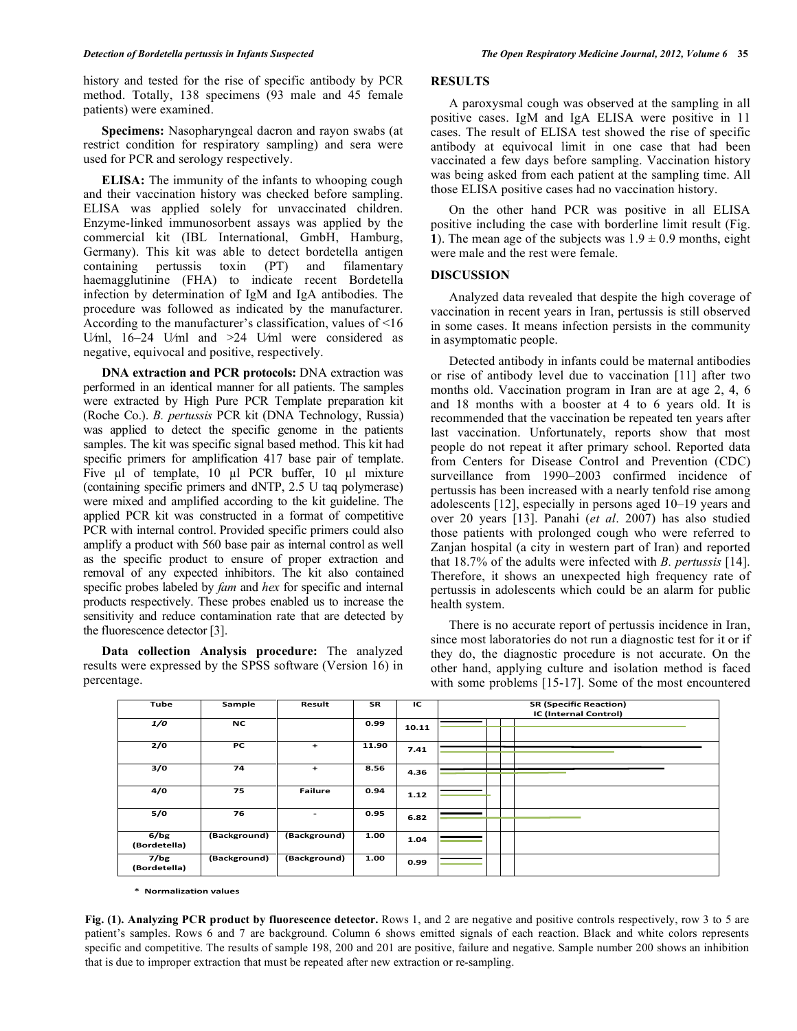history and tested for the rise of specific antibody by PCR method. Totally, 138 specimens (93 male and 45 female patients) were examined.

**Specimens:** Nasopharyngeal dacron and rayon swabs (at restrict condition for respiratory sampling) and sera were used for PCR and serology respectively.

**ELISA:** The immunity of the infants to whooping cough and their vaccination history was checked before sampling. ELISA was applied solely for unvaccinated children. Enzyme-linked immunosorbent assays was applied by the commercial kit (IBL International, GmbH, Hamburg, Germany). This kit was able to detect bordetella antigen containing pertussis toxin (PT) and filamentary haemagglutinine (FHA) to indicate recent Bordetella infection by determination of IgM and IgA antibodies. The procedure was followed as indicated by the manufacturer. According to the manufacturer's classification, values of <16 U⁄ml, 16–24 U⁄ml and >24 U⁄ml were considered as negative, equivocal and positive, respectively.

**DNA extraction and PCR protocols:** DNA extraction was performed in an identical manner for all patients. The samples were extracted by High Pure PCR Template preparation kit (Roche Co.). *B. pertussis* PCR kit (DNA Technology, Russia) was applied to detect the specific genome in the patients samples. The kit was specific signal based method. This kit had specific primers for amplification 417 base pair of template. Five µl of template, 10 µl PCR buffer, 10 µl mixture (containing specific primers and dNTP, 2.5 U taq polymerase) were mixed and amplified according to the kit guideline. The applied PCR kit was constructed in a format of competitive PCR with internal control. Provided specific primers could also amplify a product with 560 base pair as internal control as well as the specific product to ensure of proper extraction and removal of any expected inhibitors. The kit also contained specific probes labeled by *fam* and *hex* for specific and internal products respectively. These probes enabled us to increase the sensitivity and reduce contamination rate that are detected by the fluorescence detector [3].

**Data collection Analysis procedure:** The analyzed results were expressed by the SPSS software (Version 16) in percentage.

## RESULTS

A paroxysmal cough was observed at the sampling in all positive cases. IgM and IgA ELISA were positive in 11 cases. The result of ELISA test showed the rise of specific antibody at equivocal limit in one case that had been vaccinated a few days before sampling. Vaccination history was being asked from each patient at the sampling time. All those ELISA positive cases had no vaccination history.

On the other hand PCR was positive in all ELISA positive including the case with borderline limit result (Fig. **1**). The mean age of the subjects was 1.9 ± 0.9 months, eight were male and the rest were female.

## DISCUSSION

Analyzed data revealed that despite the high coverage of vaccination in recent years in Iran, pertussis is still observed in some cases. It means infection persists in the community in asymptomatic people.

Detected antibody in infants could be maternal antibodies or rise of antibody level due to vaccination [11] after two months old. Vaccination program in Iran are at age 2, 4, 6 and 18 months with a booster at 4 to 6 years old. It is recommended that the vaccination be repeated ten years after last vaccination. Unfortunately, reports show that most people do not repeat it after primary school. Reported data from Centers for Disease Control and Prevention (CDC) surveillance from 1990–2003 confirmed incidence of pertussis has been increased with a nearly tenfold rise among adolescents [12], especially in persons aged 10–19 years and over 20 years [13]. Panahi (*et al*. 2007) has also studied those patients with prolonged cough who were referred to Zanjan hospital (a city in western part of Iran) and reported that 18.7% of the adults were infected with *B. pertussis* [14]. Therefore, it shows an unexpected high frequency rate of pertussis in adolescents which could be an alarm for public health system.

There is no accurate report of pertussis incidence in Iran, since most laboratories do not run a diagnostic test for it or if they do, the diagnostic procedure is not accurate. On the other hand, applying culture and isolation method is faced with some problems [15-17]. Some of the most encountered

| Tube | Sample | Result | SR | IC | SR (Specific Reaction) IC (Internal Control) |
|---|---|---|---|---|---|
| *1/0* | NC | | 0.99 | 10.11 | |
| 2/0 | PC | + | 11.90 | 7.41 | |
| 3/0 | 74 | + | 8.56 | 4.36 | |
| 4/0 | 75 | Failure | 0.94 | 1.12 | |
| 5/0 | 76 | - | 0.95 | 6.82 | |
| 6/bg (Bordetella) | (Background) | (Background) | 1.00 | 1.04 | |
| 7/bg (Bordetella) | (Background) | (Background) | 1.00 | 0.99 | |

\* Normalization values

**Fig. (1). Analyzing PCR product by fluorescence detector.** Rows 1, and 2 are negative and positive controls respectively, row 3 to 5 are patient's samples. Rows 6 and 7 are background. Column 6 shows emitted signals of each reaction. Black and white colors represents specific and competitive. The results of sample 198, 200 and 201 are positive, failure and negative. Sample number 200 shows an inhibition that is due to improper extraction that must be repeated after new extraction or re-sampling.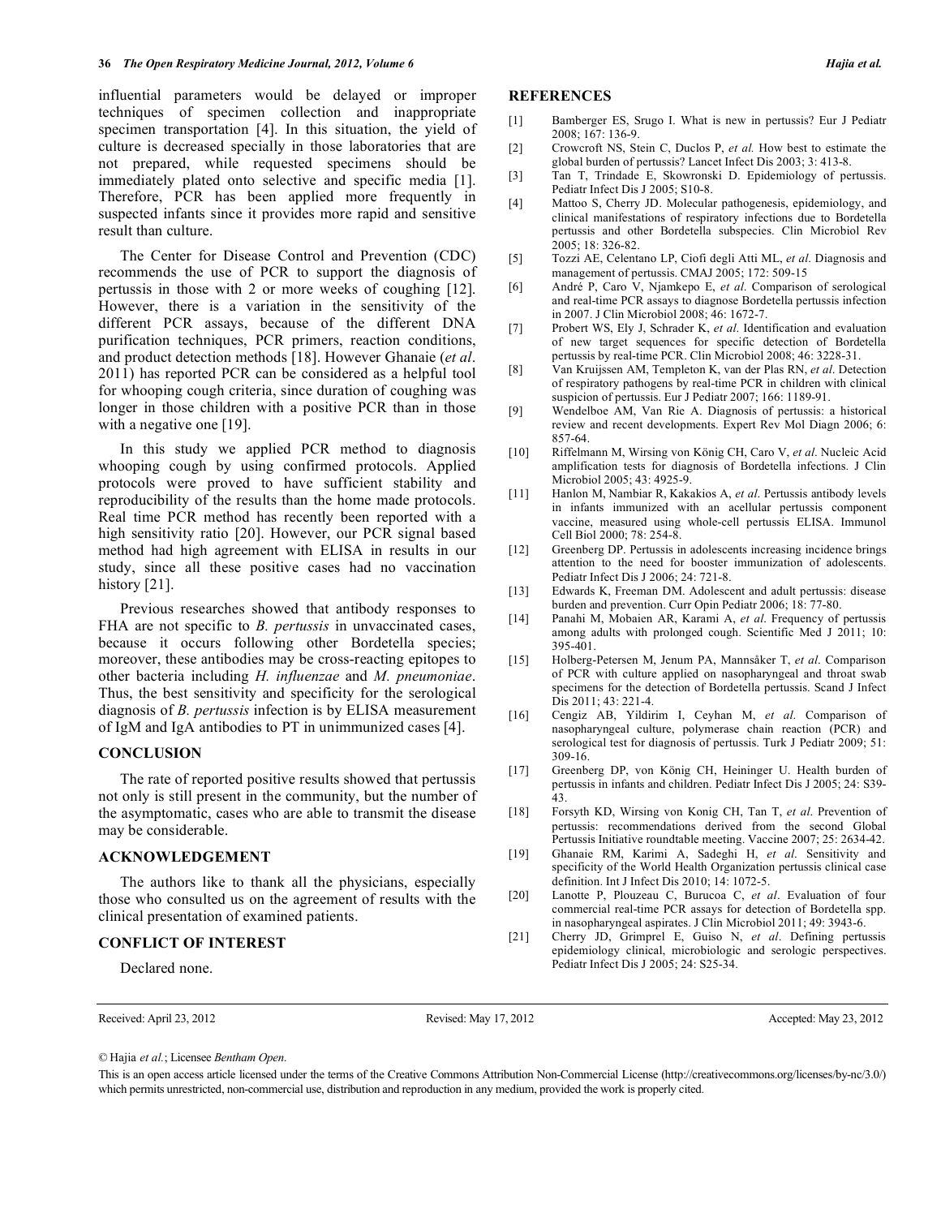influential parameters would be delayed or improper techniques of specimen collection and inappropriate specimen transportation [4]. In this situation, the yield of culture is decreased specially in those laboratories that are not prepared, while requested specimens should be immediately plated onto selective and specific media [1]. Therefore, PCR has been applied more frequently in suspected infants since it provides more rapid and sensitive result than culture.

The Center for Disease Control and Prevention (CDC) recommends the use of PCR to support the diagnosis of pertussis in those with 2 or more weeks of coughing [12]. However, there is a variation in the sensitivity of the different PCR assays, because of the different DNA purification techniques, PCR primers, reaction conditions, and product detection methods [18]. However Ghanaie (*et al*. 2011) has reported PCR can be considered as a helpful tool for whooping cough criteria, since duration of coughing was longer in those children with a positive PCR than in those with a negative one [19].

In this study we applied PCR method to diagnosis whooping cough by using confirmed protocols. Applied protocols were proved to have sufficient stability and reproducibility of the results than the home made protocols. Real time PCR method has recently been reported with a high sensitivity ratio [20]. However, our PCR signal based method had high agreement with ELISA in results in our study, since all these positive cases had no vaccination history [21].

Previous researches showed that antibody responses to FHA are not specific to *B. pertussis* in unvaccinated cases, because it occurs following other Bordetella species; moreover, these antibodies may be cross-reacting epitopes to other bacteria including *H. influenzae* and *M. pneumoniae*. Thus, the best sensitivity and specificity for the serological diagnosis of *B. pertussis* infection is by ELISA measurement of IgM and IgA antibodies to PT in unimmunized cases [4].

## CONCLUSION

The rate of reported positive results showed that pertussis not only is still present in the community, but the number of the asymptomatic, cases who are able to transmit the disease may be considerable.

## ACKNOWLEDGEMENT

The authors like to thank all the physicians, especially those who consulted us on the agreement of results with the clinical presentation of examined patients.

## CONFLICT OF INTEREST

Declared none.

## REFERENCES

[1] Bamberger ES, Srugo I. What is new in pertussis? Eur J Pediatr 2008; 167: 136-9.

[2] Crowcroft NS, Stein C, Duclos P, *et al.* How best to estimate the global burden of pertussis? Lancet Infect Dis 2003; 3: 413-8.

[3] Tan T, Trindade E, Skowronski D. Epidemiology of pertussis. Pediatr Infect Dis J 2005; S10-8.

[4] Mattoo S, Cherry JD. Molecular pathogenesis, epidemiology, and clinical manifestations of respiratory infections due to Bordetella pertussis and other Bordetella subspecies. Clin Microbiol Rev 2005; 18: 326-82.

[5] Tozzi AE, Celentano LP, Ciofi degli Atti ML, *et al.* Diagnosis and management of pertussis. CMAJ 2005; 172: 509-15

[6] André P, Caro V, Njamkepo E, *et al*. Comparison of serological and real-time PCR assays to diagnose Bordetella pertussis infection in 2007. J Clin Microbiol 2008; 46: 1672-7.

[7] Probert WS, Ely J, Schrader K, *et al*. Identification and evaluation of new target sequences for specific detection of Bordetella pertussis by real-time PCR. Clin Microbiol 2008; 46: 3228-31.

[8] Van Kruijssen AM, Templeton K, van der Plas RN, *et al*. Detection of respiratory pathogens by real-time PCR in children with clinical suspicion of pertussis. Eur J Pediatr 2007; 166: 1189-91.

[9] Wendelboe AM, Van Rie A. Diagnosis of pertussis: a historical review and recent developments. Expert Rev Mol Diagn 2006; 6: 857-64.

[10] Riffelmann M, Wirsing von König CH, Caro V, *et al*. Nucleic Acid amplification tests for diagnosis of Bordetella infections. J Clin Microbiol 2005; 43: 4925-9.

[11] Hanlon M, Nambiar R, Kakakios A, *et al*. Pertussis antibody levels in infants immunized with an acellular pertussis component vaccine, measured using whole-cell pertussis ELISA. Immunol Cell Biol 2000; 78: 254-8.

[12] Greenberg DP. Pertussis in adolescents increasing incidence brings attention to the need for booster immunization of adolescents. Pediatr Infect Dis J 2006; 24: 721-8.

[13] Edwards K, Freeman DM. Adolescent and adult pertussis: disease burden and prevention. Curr Opin Pediatr 2006; 18: 77-80.

[14] Panahi M, Mobaien AR, Karami A, *et al*. Frequency of pertussis among adults with prolonged cough. Scientific Med J 2011; 10: 395-401.

[15] Holberg-Petersen M, Jenum PA, Mannsåker T, *et al*. Comparison of PCR with culture applied on nasopharyngeal and throat swab specimens for the detection of Bordetella pertussis. Scand J Infect Dis 2011; 43: 221-4.

[16] Cengiz AB, Yildirim I, Ceyhan M, *et al*. Comparison of nasopharyngeal culture, polymerase chain reaction (PCR) and serological test for diagnosis of pertussis. Turk J Pediatr 2009; 51: 309-16.

[17] Greenberg DP, von König CH, Heininger U. Health burden of pertussis in infants and children. Pediatr Infect Dis J 2005; 24: S39-43.

[18] Forsyth KD, Wirsing von Konig CH, Tan T, *et al*. Prevention of pertussis: recommendations derived from the second Global Pertussis Initiative roundtable meeting. Vaccine 2007; 25: 2634-42.

[19] Ghanaie RM, Karimi A, Sadeghi H, *et al*. Sensitivity and specificity of the World Health Organization pertussis clinical case definition. Int J Infect Dis 2010; 14: 1072-5.

[20] Lanotte P, Plouzeau C, Burucoa C, *et al*. Evaluation of four commercial real-time PCR assays for detection of Bordetella spp. in nasopharyngeal aspirates. J Clin Microbiol 2011; 49: 3943-6.

[21] Cherry JD, Grimprel E, Guiso N, *et al*. Defining pertussis epidemiology clinical, microbiologic and serologic perspectives. Pediatr Infect Dis J 2005; 24: S25-34.

Received: April 23, 2012 Revised: May 17, 2012 Accepted: May 23, 2012

© Hajia *et al.*; Licensee *Bentham Open*.

This is an open access article licensed under the terms of the Creative Commons Attribution Non-Commercial License (http://creativecommons.org/licenses/by-nc/3.0/) which permits unrestricted, non-commercial use, distribution and reproduction in any medium, provided the work is properly cited.